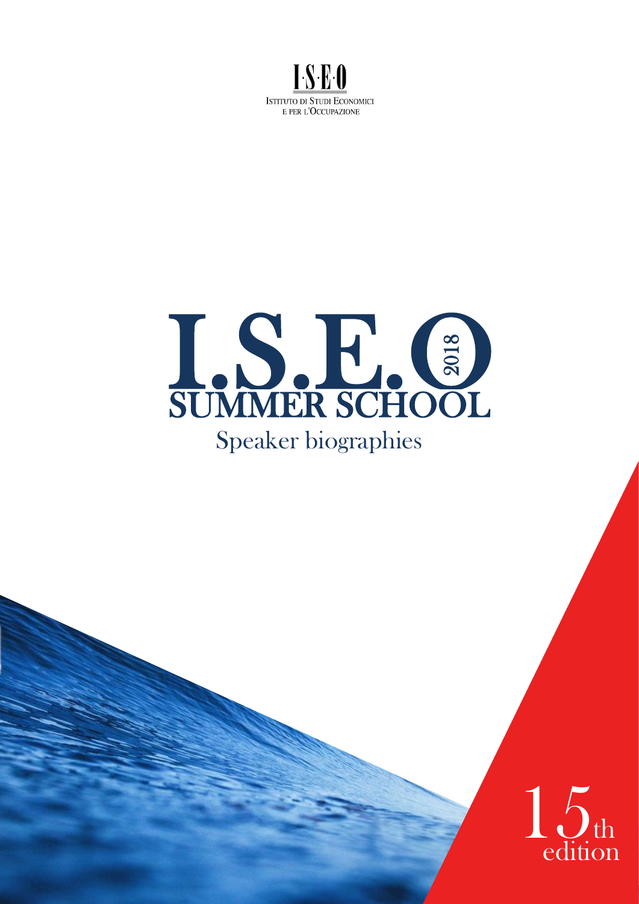I·S·E·O

Istituto di Studi Economici e per l'Occupazione

# I.S.E.O 2018 SUMMER SCHOOL

## Speaker biographies

15th edition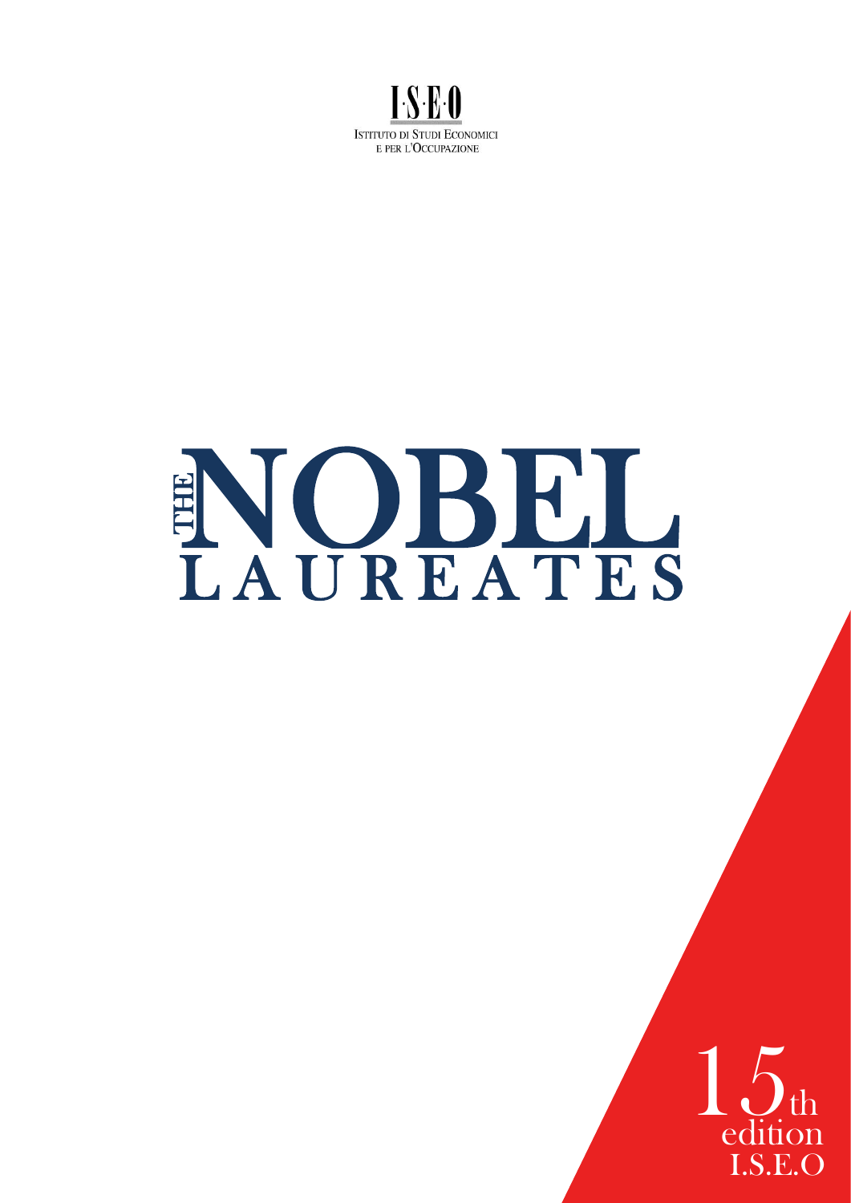I·S·E·O

ISTITUTO DI STUDI ECONOMICI
E PER L'OCCUPAZIONE

# THE NOBEL LAUREATES

15th
edition
I.S.E.O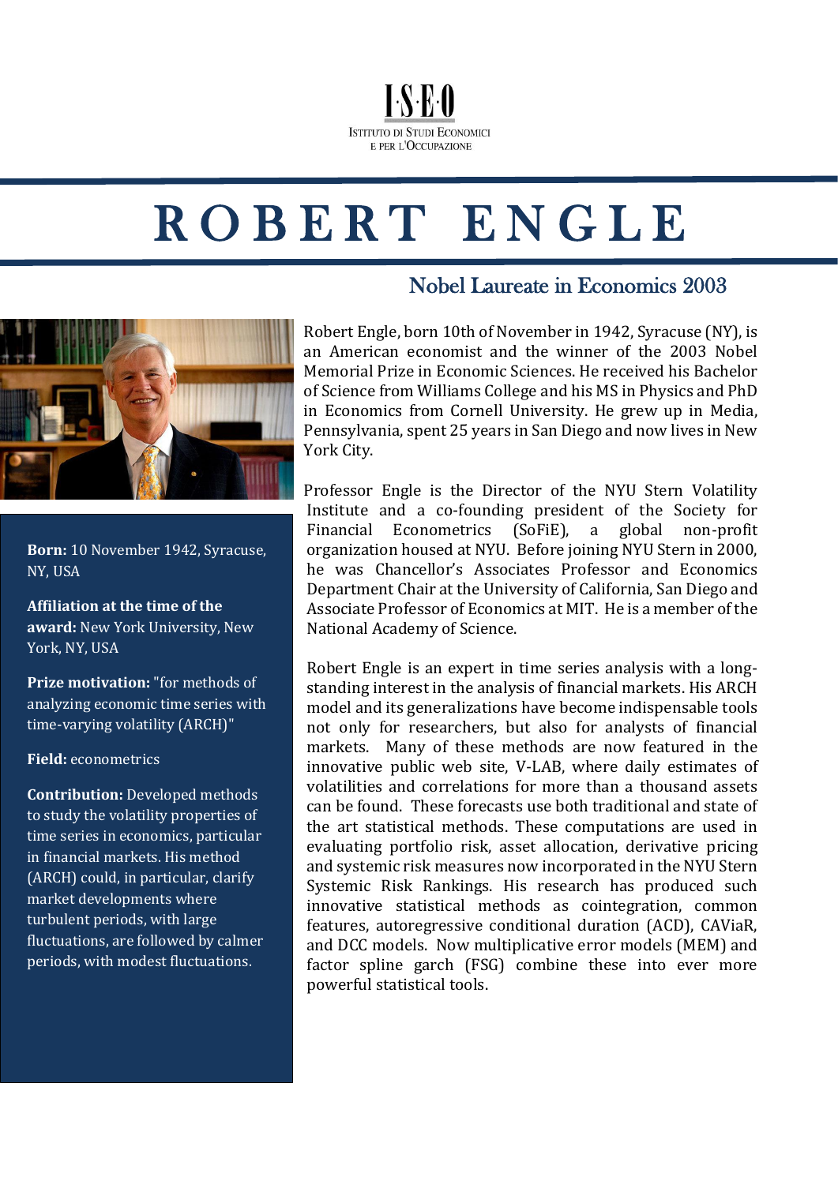I·S·E·O

Istituto di Studi Economici e per l'Occupazione

# ROBERT ENGLE

## Nobel Laureate in Economics 2003

Robert Engle, born 10th of November in 1942, Syracuse (NY), is an American economist and the winner of the 2003 Nobel Memorial Prize in Economic Sciences. He received his Bachelor of Science from Williams College and his MS in Physics and PhD in Economics from Cornell University. He grew up in Media, Pennsylvania, spent 25 years in San Diego and now lives in New York City.

Professor Engle is the Director of the NYU Stern Volatility Institute and a co-founding president of the Society for Financial Econometrics (SoFiE), a global non-profit organization housed at NYU. Before joining NYU Stern in 2000, he was Chancellor's Associates Professor and Economics Department Chair at the University of California, San Diego and Associate Professor of Economics at MIT. He is a member of the National Academy of Science.

Robert Engle is an expert in time series analysis with a long-standing interest in the analysis of financial markets. His ARCH model and its generalizations have become indispensable tools not only for researchers, but also for analysts of financial markets. Many of these methods are now featured in the innovative public web site, V-LAB, where daily estimates of volatilities and correlations for more than a thousand assets can be found. These forecasts use both traditional and state of the art statistical methods. These computations are used in evaluating portfolio risk, asset allocation, derivative pricing and systemic risk measures now incorporated in the NYU Stern Systemic Risk Rankings. His research has produced such innovative statistical methods as cointegration, common features, autoregressive conditional duration (ACD), CAViaR, and DCC models. Now multiplicative error models (MEM) and factor spline garch (FSG) combine these into ever more powerful statistical tools.

**Born:** 10 November 1942, Syracuse, NY, USA

**Affiliation at the time of the award:** New York University, New York, NY, USA

**Prize motivation:** "for methods of analyzing economic time series with time-varying volatility (ARCH)"

**Field:** econometrics

**Contribution:** Developed methods to study the volatility properties of time series in economics, particular in financial markets. His method (ARCH) could, in particular, clarify market developments where turbulent periods, with large fluctuations, are followed by calmer periods, with modest fluctuations.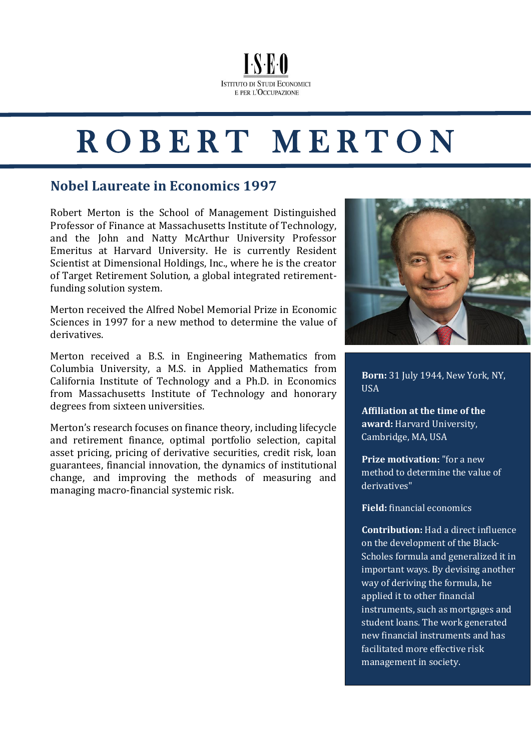I·S·E·O

Istituto di Studi Economici e per l'Occupazione

# ROBERT MERTON

## Nobel Laureate in Economics 1997

Robert Merton is the School of Management Distinguished Professor of Finance at Massachusetts Institute of Technology, and the John and Natty McArthur University Professor Emeritus at Harvard University. He is currently Resident Scientist at Dimensional Holdings, Inc., where he is the creator of Target Retirement Solution, a global integrated retirement-funding solution system.

Merton received the Alfred Nobel Memorial Prize in Economic Sciences in 1997 for a new method to determine the value of derivatives.

Merton received a B.S. in Engineering Mathematics from Columbia University, a M.S. in Applied Mathematics from California Institute of Technology and a Ph.D. in Economics from Massachusetts Institute of Technology and honorary degrees from sixteen universities.

Merton's research focuses on finance theory, including lifecycle and retirement finance, optimal portfolio selection, capital asset pricing, pricing of derivative securities, credit risk, loan guarantees, financial innovation, the dynamics of institutional change, and improving the methods of measuring and managing macro-financial systemic risk.

**Born:** 31 July 1944, New York, NY, USA

**Affiliation at the time of the award:** Harvard University, Cambridge, MA, USA

**Prize motivation:** "for a new method to determine the value of derivatives"

**Field:** financial economics

**Contribution:** Had a direct influence on the development of the Black-Scholes formula and generalized it in important ways. By devising another way of deriving the formula, he applied it to other financial instruments, such as mortgages and student loans. The work generated new financial instruments and has facilitated more effective risk management in society.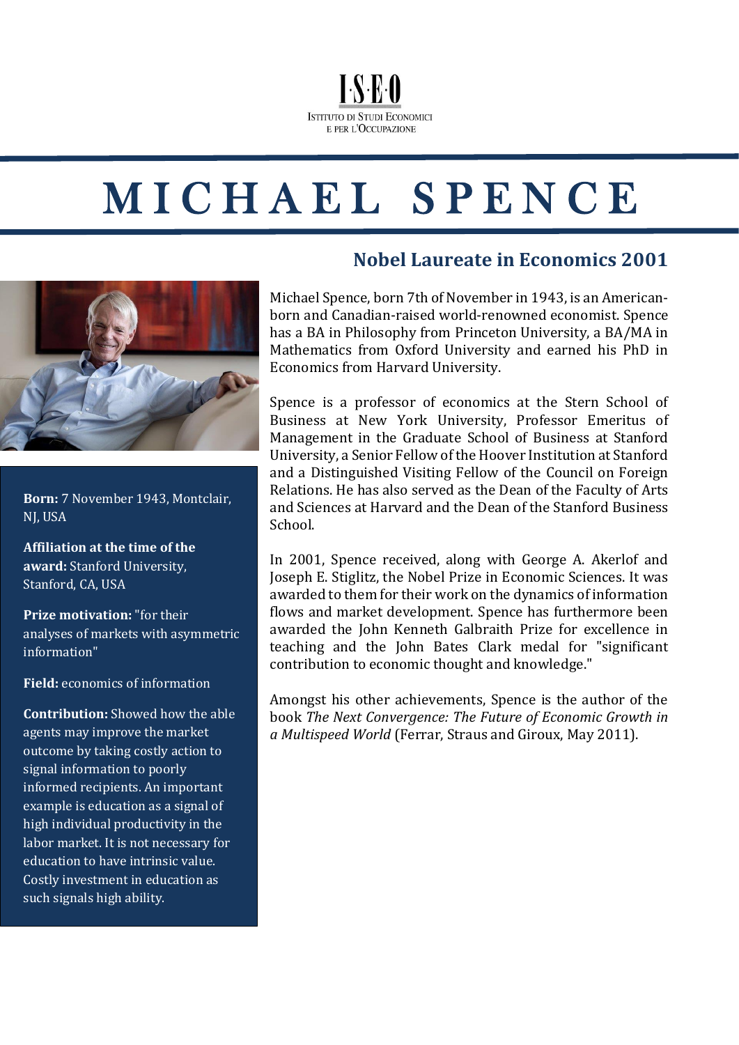# MICHAEL SPENCE

## Nobel Laureate in Economics 2001

**Born:** 7 November 1943, Montclair, NJ, USA

**Affiliation at the time of the award:** Stanford University, Stanford, CA, USA

**Prize motivation:** "for their analyses of markets with asymmetric information"

**Field:** economics of information

**Contribution:** Showed how the able agents may improve the market outcome by taking costly action to signal information to poorly informed recipients. An important example is education as a signal of high individual productivity in the labor market. It is not necessary for education to have intrinsic value. Costly investment in education as such signals high ability.

Michael Spence, born 7th of November in 1943, is an American-born and Canadian-raised world-renowned economist. Spence has a BA in Philosophy from Princeton University, a BA/MA in Mathematics from Oxford University and earned his PhD in Economics from Harvard University.

Spence is a professor of economics at the Stern School of Business at New York University, Professor Emeritus of Management in the Graduate School of Business at Stanford University, a Senior Fellow of the Hoover Institution at Stanford and a Distinguished Visiting Fellow of the Council on Foreign Relations. He has also served as the Dean of the Faculty of Arts and Sciences at Harvard and the Dean of the Stanford Business School.

In 2001, Spence received, along with George A. Akerlof and Joseph E. Stiglitz, the Nobel Prize in Economic Sciences. It was awarded to them for their work on the dynamics of information flows and market development. Spence has furthermore been awarded the John Kenneth Galbraith Prize for excellence in teaching and the John Bates Clark medal for "significant contribution to economic thought and knowledge."

Amongst his other achievements, Spence is the author of the book *The Next Convergence: The Future of Economic Growth in a Multispeed World* (Ferrar, Straus and Giroux, May 2011).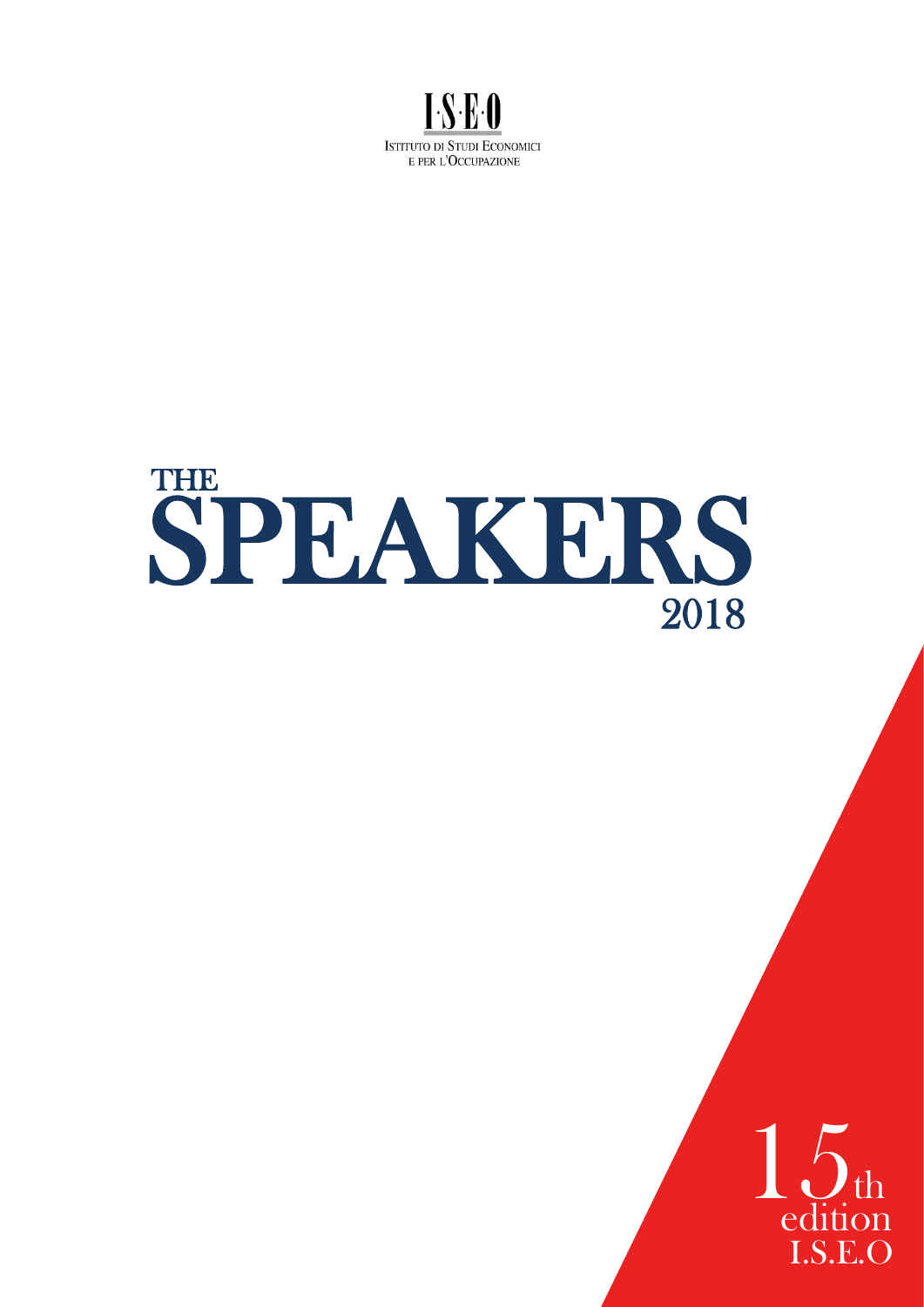# I·S·E·O

ISTITUTO DI STUDI ECONOMICI E PER L'OCCUPAZIONE

# THE SPEAKERS 2018

15th edition I.S.E.O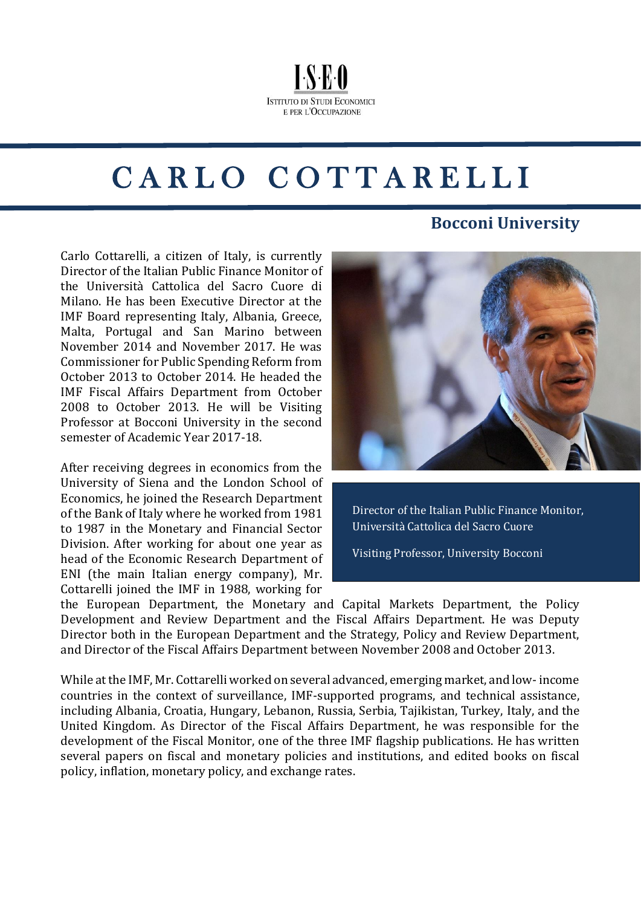# CARLO COTTARELLI

## Bocconi University

Carlo Cottarelli, a citizen of Italy, is currently Director of the Italian Public Finance Monitor of the Università Cattolica del Sacro Cuore di Milano. He has been Executive Director at the IMF Board representing Italy, Albania, Greece, Malta, Portugal and San Marino between November 2014 and November 2017. He was Commissioner for Public Spending Reform from October 2013 to October 2014. He headed the IMF Fiscal Affairs Department from October 2008 to October 2013. He will be Visiting Professor at Bocconi University in the second semester of Academic Year 2017-18.

Director of the Italian Public Finance Monitor, Università Cattolica del Sacro Cuore

Visiting Professor, University Bocconi

After receiving degrees in economics from the University of Siena and the London School of Economics, he joined the Research Department of the Bank of Italy where he worked from 1981 to 1987 in the Monetary and Financial Sector Division. After working for about one year as head of the Economic Research Department of ENI (the main Italian energy company), Mr. Cottarelli joined the IMF in 1988, working for the European Department, the Monetary and Capital Markets Department, the Policy Development and Review Department and the Fiscal Affairs Department. He was Deputy Director both in the European Department and the Strategy, Policy and Review Department, and Director of the Fiscal Affairs Department between November 2008 and October 2013.

While at the IMF, Mr. Cottarelli worked on several advanced, emerging market, and low- income countries in the context of surveillance, IMF-supported programs, and technical assistance, including Albania, Croatia, Hungary, Lebanon, Russia, Serbia, Tajikistan, Turkey, Italy, and the United Kingdom. As Director of the Fiscal Affairs Department, he was responsible for the development of the Fiscal Monitor, one of the three IMF flagship publications. He has written several papers on fiscal and monetary policies and institutions, and edited books on fiscal policy, inflation, monetary policy, and exchange rates.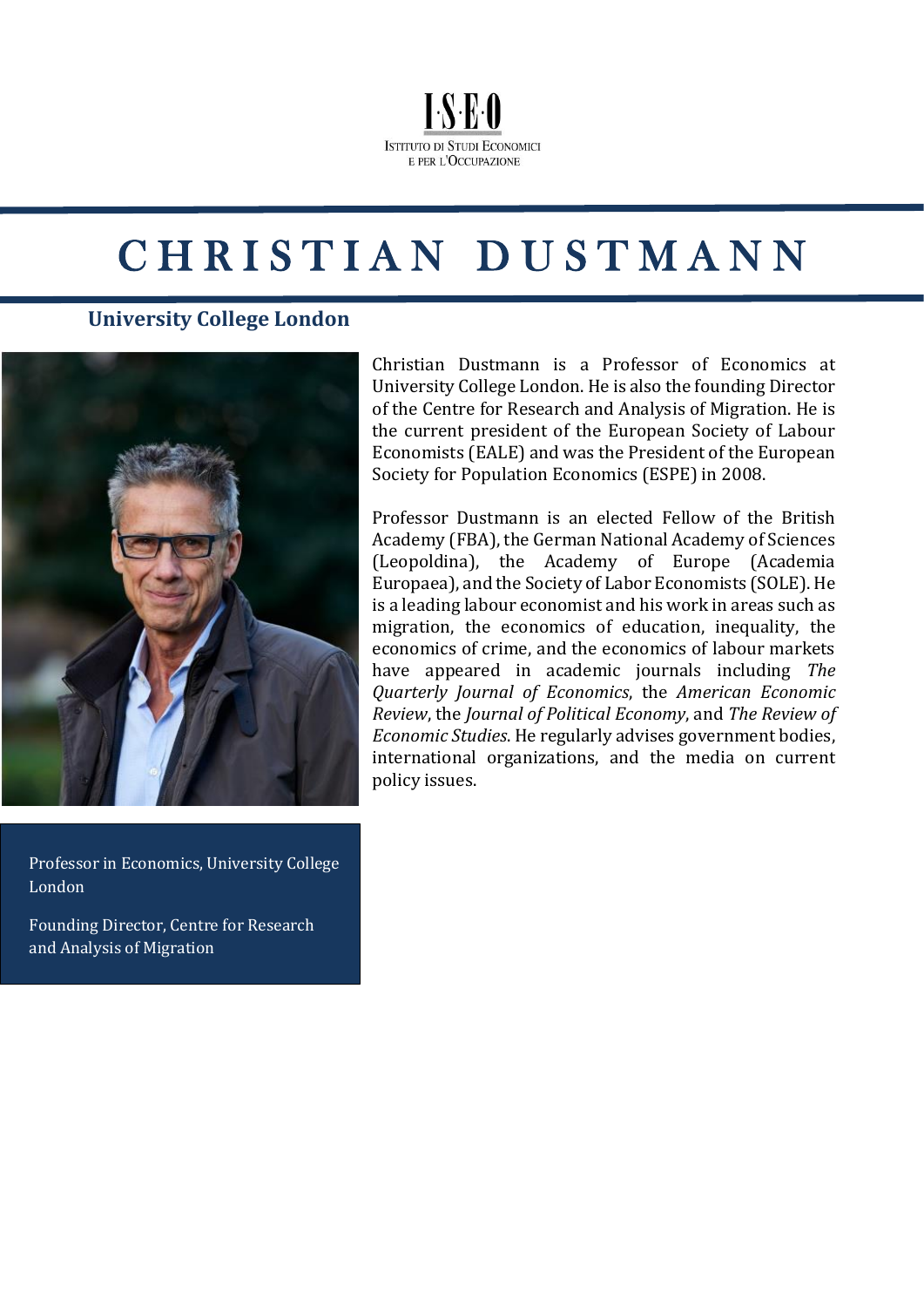I·S·E·O

Istituto di Studi Economici e per l'Occupazione

# CHRISTIAN DUSTMANN

### University College London

Christian Dustmann is a Professor of Economics at University College London. He is also the founding Director of the Centre for Research and Analysis of Migration. He is the current president of the European Society of Labour Economists (EALE) and was the President of the European Society for Population Economics (ESPE) in 2008.

Professor Dustmann is an elected Fellow of the British Academy (FBA), the German National Academy of Sciences (Leopoldina), the Academy of Europe (Academia Europaea), and the Society of Labor Economists (SOLE). He is a leading labour economist and his work in areas such as migration, the economics of education, inequality, the economics of crime, and the economics of labour markets have appeared in academic journals including *The Quarterly Journal of Economics*, the *American Economic Review*, the *Journal of Political Economy*, and *The Review of Economic Studies*. He regularly advises government bodies, international organizations, and the media on current policy issues.

Professor in Economics, University College London

Founding Director, Centre for Research and Analysis of Migration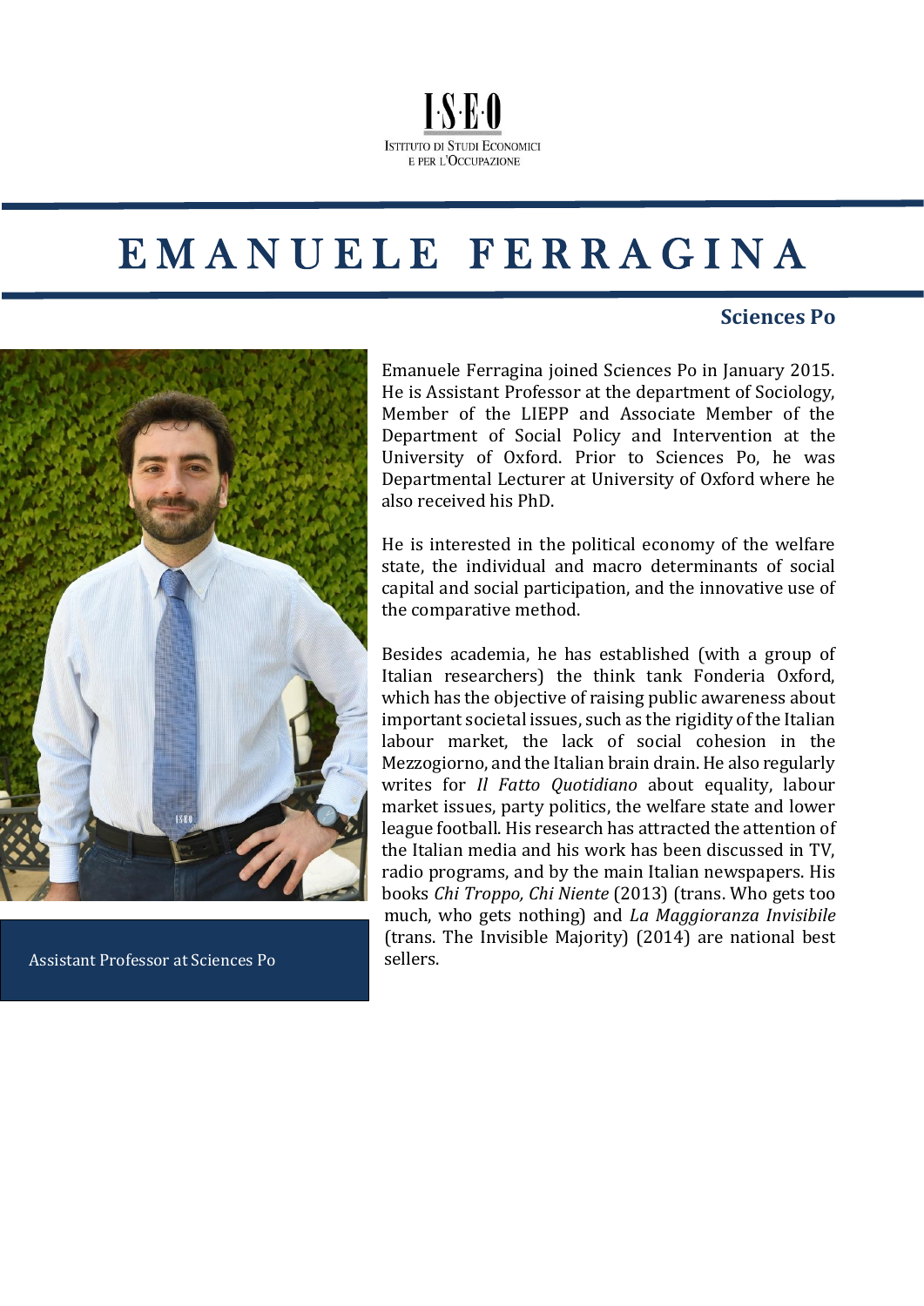ISEO
Istituto di Studi Economici e per l'Occupazione

# EMANUELE FERRAGINA

**Sciences Po**

Assistant Professor at Sciences Po

Emanuele Ferragina joined Sciences Po in January 2015. He is Assistant Professor at the department of Sociology, Member of the LIEPP and Associate Member of the Department of Social Policy and Intervention at the University of Oxford. Prior to Sciences Po, he was Departmental Lecturer at University of Oxford where he also received his PhD.

He is interested in the political economy of the welfare state, the individual and macro determinants of social capital and social participation, and the innovative use of the comparative method.

Besides academia, he has established (with a group of Italian researchers) the think tank Fonderia Oxford, which has the objective of raising public awareness about important societal issues, such as the rigidity of the Italian labour market, the lack of social cohesion in the Mezzogiorno, and the Italian brain drain. He also regularly writes for *Il Fatto Quotidiano* about equality, labour market issues, party politics, the welfare state and lower league football. His research has attracted the attention of the Italian media and his work has been discussed in TV, radio programs, and by the main Italian newspapers. His books *Chi Troppo, Chi Niente* (2013) (trans. Who gets too much, who gets nothing) and *La Maggioranza Invisibile* (trans. The Invisible Majority) (2014) are national best sellers.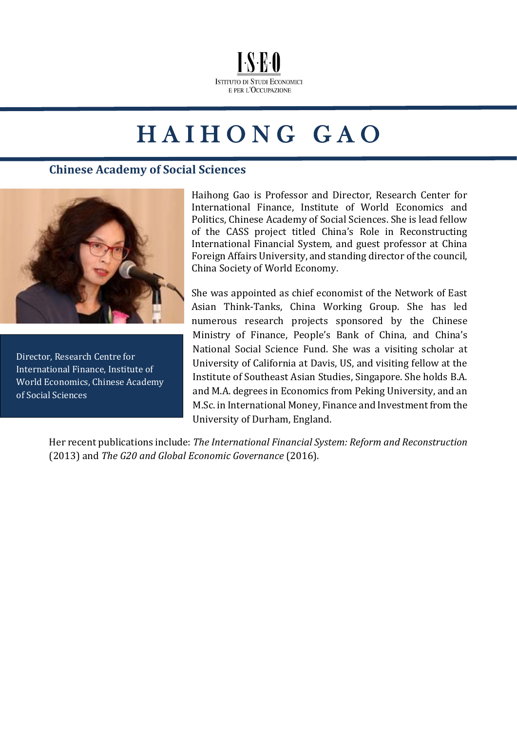# HAIHONG GAO

## Chinese Academy of Social Sciences

Director, Research Centre for International Finance, Institute of World Economics, Chinese Academy of Social Sciences

Haihong Gao is Professor and Director, Research Center for International Finance, Institute of World Economics and Politics, Chinese Academy of Social Sciences. She is lead fellow of the CASS project titled China's Role in Reconstructing International Financial System, and guest professor at China Foreign Affairs University, and standing director of the council, China Society of World Economy.

She was appointed as chief economist of the Network of East Asian Think-Tanks, China Working Group. She has led numerous research projects sponsored by the Chinese Ministry of Finance, People's Bank of China, and China's National Social Science Fund. She was a visiting scholar at University of California at Davis, US, and visiting fellow at the Institute of Southeast Asian Studies, Singapore. She holds B.A. and M.A. degrees in Economics from Peking University, and an M.Sc. in International Money, Finance and Investment from the University of Durham, England.

Her recent publications include: *The International Financial System: Reform and Reconstruction* (2013) and *The G20 and Global Economic Governance* (2016).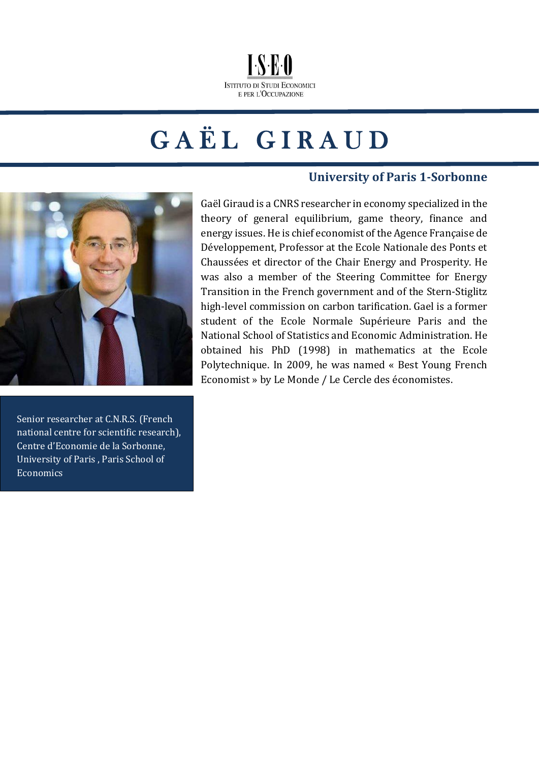I·S·E·O

ISTITUTO DI STUDI ECONOMICI E PER L'OCCUPAZIONE

# GAËL GIRAUD

### University of Paris 1-Sorbonne

Gaël Giraud is a CNRS researcher in economy specialized in the theory of general equilibrium, game theory, finance and energy issues. He is chief economist of the Agence Française de Développement, Professor at the Ecole Nationale des Ponts et Chaussées et director of the Chair Energy and Prosperity. He was also a member of the Steering Committee for Energy Transition in the French government and of the Stern-Stiglitz high-level commission on carbon tarification. Gael is a former student of the Ecole Normale Supérieure Paris and the National School of Statistics and Economic Administration. He obtained his PhD (1998) in mathematics at the Ecole Polytechnique. In 2009, he was named « Best Young French Economist » by Le Monde / Le Cercle des économistes.

Senior researcher at C.N.R.S. (French national centre for scientific research), Centre d'Economie de la Sorbonne, University of Paris , Paris School of Economics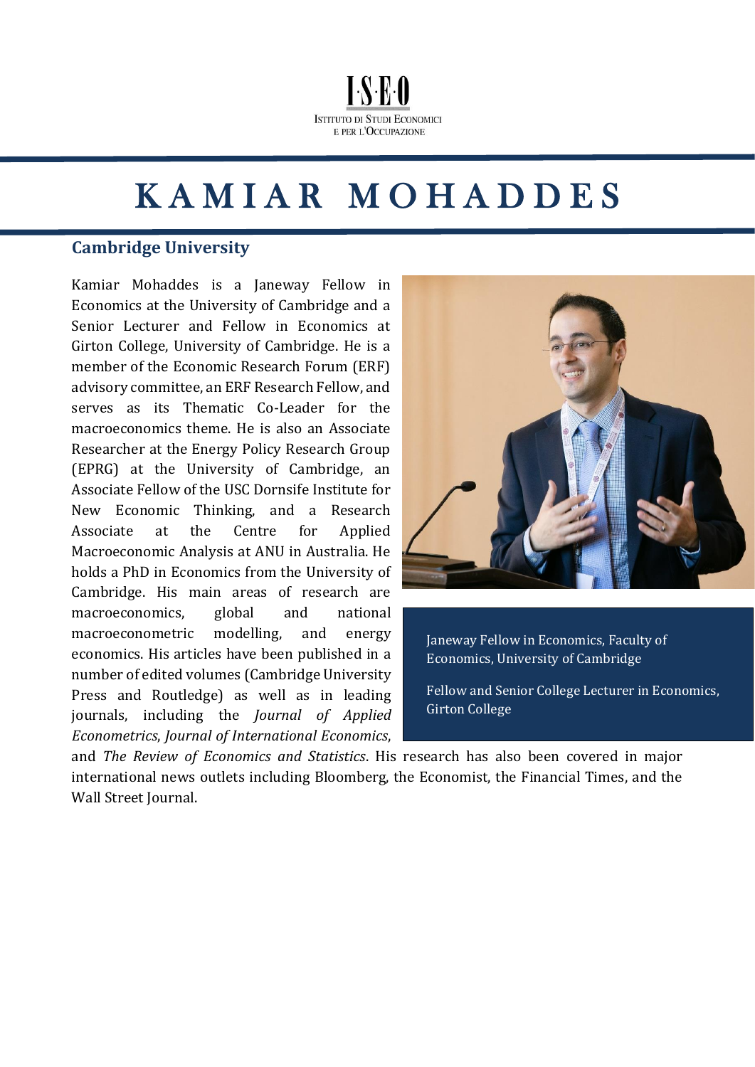ISEO
ISTITUTO DI STUDI ECONOMICI E PER L'OCCUPAZIONE

# KAMIAR MOHADDES

## Cambridge University

Kamiar Mohaddes is a Janeway Fellow in Economics at the University of Cambridge and a Senior Lecturer and Fellow in Economics at Girton College, University of Cambridge. He is a member of the Economic Research Forum (ERF) advisory committee, an ERF Research Fellow, and serves as its Thematic Co-Leader for the macroeconomics theme. He is also an Associate Researcher at the Energy Policy Research Group (EPRG) at the University of Cambridge, an Associate Fellow of the USC Dornsife Institute for New Economic Thinking, and a Research Associate at the Centre for Applied Macroeconomic Analysis at ANU in Australia. He holds a PhD in Economics from the University of Cambridge. His main areas of research are macroeconomics, global and national macroeconometric modelling, and energy economics. His articles have been published in a number of edited volumes (Cambridge University Press and Routledge) as well as in leading journals, including the *Journal of Applied Econometrics*, *Journal of International Economics*, and *The Review of Economics and Statistics*. His research has also been covered in major international news outlets including Bloomberg, the Economist, the Financial Times, and the Wall Street Journal.

Janeway Fellow in Economics, Faculty of Economics, University of Cambridge

Fellow and Senior College Lecturer in Economics, Girton College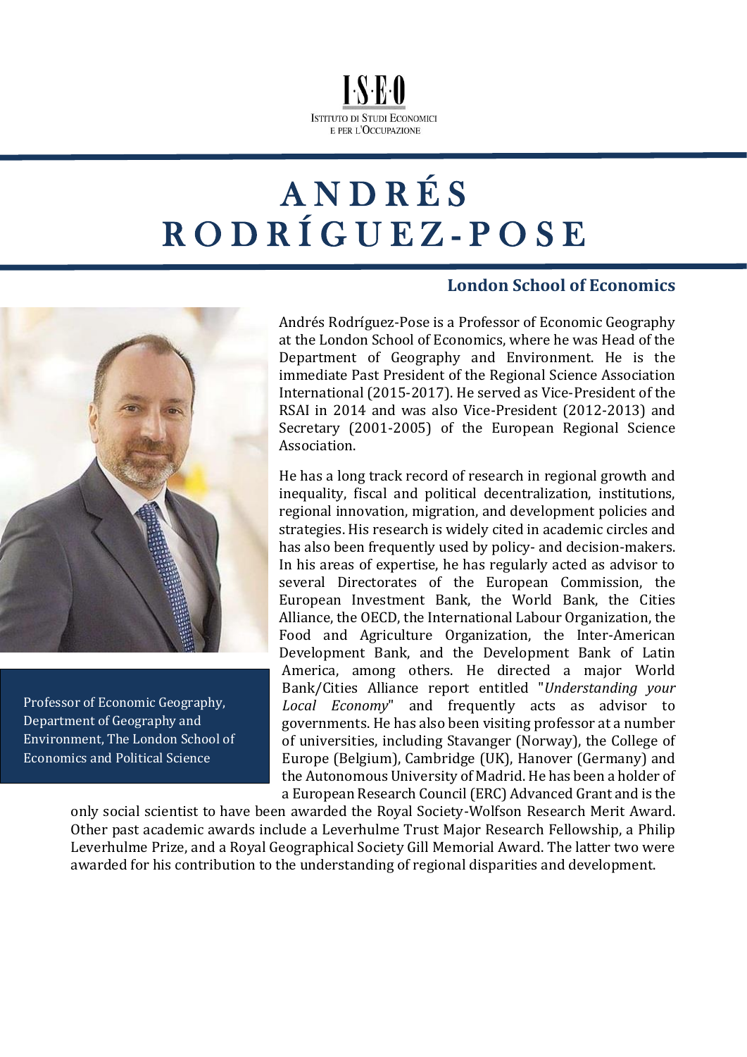ISEO

ISTITUTO DI STUDI ECONOMICI E PER L'OCCUPAZIONE

# ANDRÉS RODRÍGUEZ-POSE

## London School of Economics

Professor of Economic Geography, Department of Geography and Environment, The London School of Economics and Political Science

Andrés Rodríguez-Pose is a Professor of Economic Geography at the London School of Economics, where he was Head of the Department of Geography and Environment. He is the immediate Past President of the Regional Science Association International (2015-2017). He served as Vice-President of the RSAI in 2014 and was also Vice-President (2012-2013) and Secretary (2001-2005) of the European Regional Science Association.

He has a long track record of research in regional growth and inequality, fiscal and political decentralization, institutions, regional innovation, migration, and development policies and strategies. His research is widely cited in academic circles and has also been frequently used by policy- and decision-makers. In his areas of expertise, he has regularly acted as advisor to several Directorates of the European Commission, the European Investment Bank, the World Bank, the Cities Alliance, the OECD, the International Labour Organization, the Food and Agriculture Organization, the Inter-American Development Bank, and the Development Bank of Latin America, among others. He directed a major World Bank/Cities Alliance report entitled "*Understanding your Local Economy*" and frequently acts as advisor to governments. He has also been visiting professor at a number of universities, including Stavanger (Norway), the College of Europe (Belgium), Cambridge (UK), Hanover (Germany) and the Autonomous University of Madrid. He has been a holder of a European Research Council (ERC) Advanced Grant and is the only social scientist to have been awarded the Royal Society-Wolfson Research Merit Award. Other past academic awards include a Leverhulme Trust Major Research Fellowship, a Philip Leverhulme Prize, and a Royal Geographical Society Gill Memorial Award. The latter two were awarded for his contribution to the understanding of regional disparities and development.